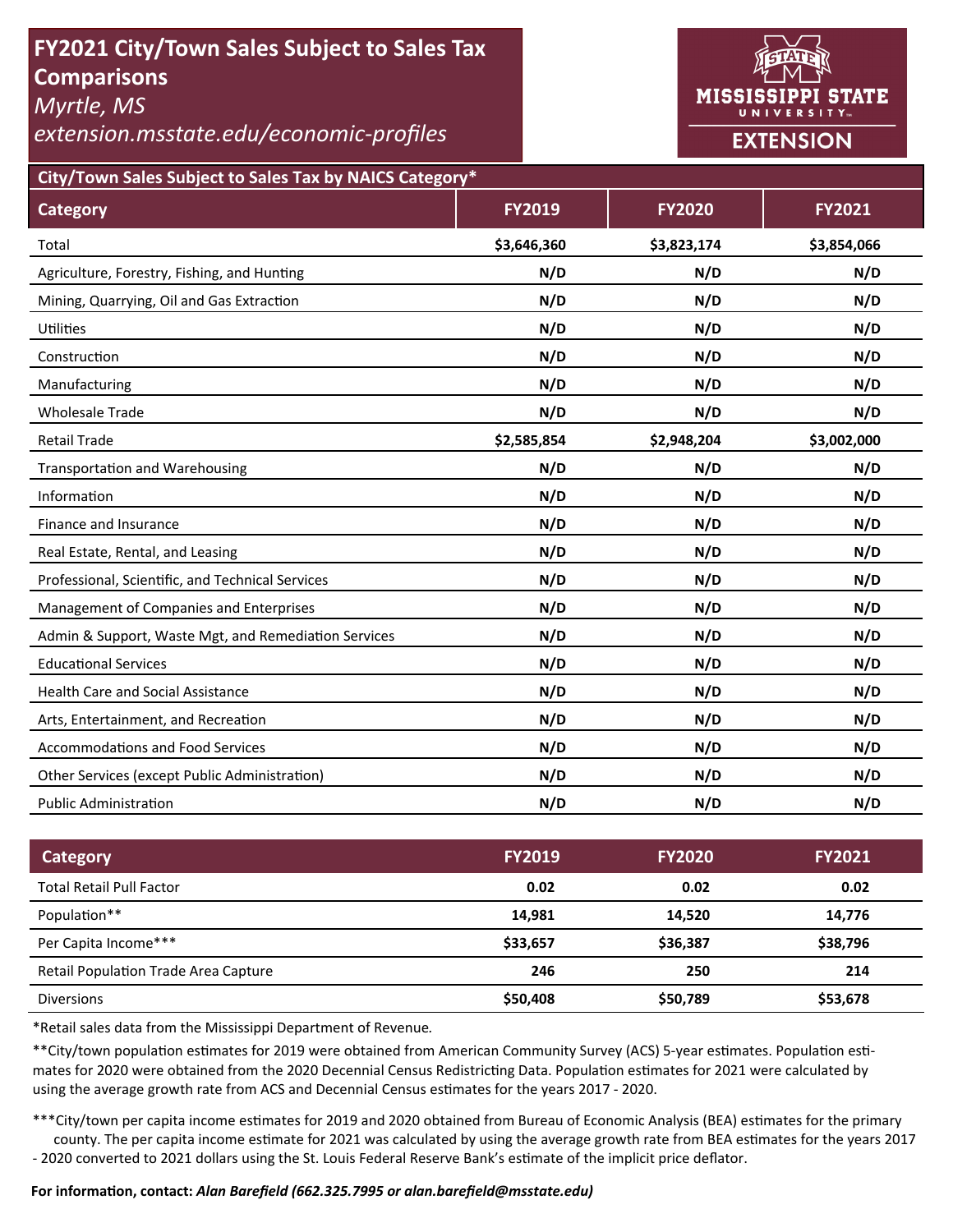# FY2021 City/Town Sales Subject to Sales Tax Comparisons

*Myrtle, MS*

*extension.msstate.edu/economic-profiles*

MISSISSIPPI STATE UNIVERSITY EXTENSION

## City/Town Sales Subject to Sales Tax by NAICS Category*

| Category | FY2019 | FY2020 | FY2021 |
|---|---|---|---|
| Total | $3,646,360 | $3,823,174 | $3,854,066 |
| Agriculture, Forestry, Fishing, and Hunting | N/D | N/D | N/D |
| Mining, Quarrying, Oil and Gas Extraction | N/D | N/D | N/D |
| Utilities | N/D | N/D | N/D |
| Construction | N/D | N/D | N/D |
| Manufacturing | N/D | N/D | N/D |
| Wholesale Trade | N/D | N/D | N/D |
| Retail Trade | $2,585,854 | $2,948,204 | $3,002,000 |
| Transportation and Warehousing | N/D | N/D | N/D |
| Information | N/D | N/D | N/D |
| Finance and Insurance | N/D | N/D | N/D |
| Real Estate, Rental, and Leasing | N/D | N/D | N/D |
| Professional, Scientific, and Technical Services | N/D | N/D | N/D |
| Management of Companies and Enterprises | N/D | N/D | N/D |
| Admin & Support, Waste Mgt, and Remediation Services | N/D | N/D | N/D |
| Educational Services | N/D | N/D | N/D |
| Health Care and Social Assistance | N/D | N/D | N/D |
| Arts, Entertainment, and Recreation | N/D | N/D | N/D |
| Accommodations and Food Services | N/D | N/D | N/D |
| Other Services (except Public Administration) | N/D | N/D | N/D |
| Public Administration | N/D | N/D | N/D |

| Category | FY2019 | FY2020 | FY2021 |
|---|---|---|---|
| Total Retail Pull Factor | 0.02 | 0.02 | 0.02 |
| Population** | 14,981 | 14,520 | 14,776 |
| Per Capita Income*** | $33,657 | $36,387 | $38,796 |
| Retail Population Trade Area Capture | 246 | 250 | 214 |
| Diversions | $50,408 | $50,789 | $53,678 |

*Retail sales data from the Mississippi Department of Revenue.

**City/town population estimates for 2019 were obtained from American Community Survey (ACS) 5-year estimates. Population estimates for 2020 were obtained from the 2020 Decennial Census Redistricting Data. Population estimates for 2021 were calculated by using the average growth rate from ACS and Decennial Census estimates for the years 2017 - 2020.

***City/town per capita income estimates for 2019 and 2020 obtained from Bureau of Economic Analysis (BEA) estimates for the primary county. The per capita income estimate for 2021 was calculated by using the average growth rate from BEA estimates for the years 2017 - 2020 converted to 2021 dollars using the St. Louis Federal Reserve Bank's estimate of the implicit price deflator.

**For information, contact:** ***Alan Barefield (662.325.7995 or alan.barefield@msstate.edu)***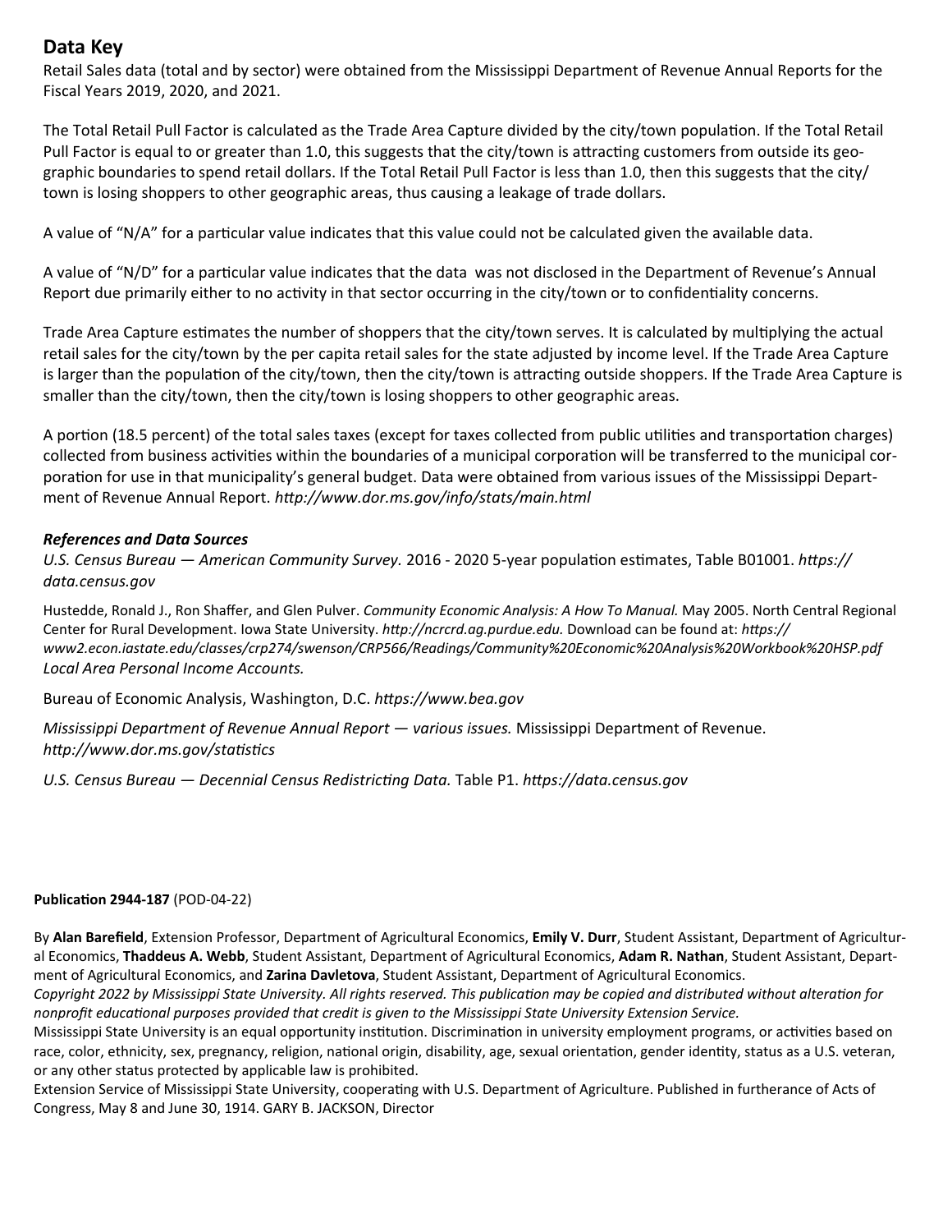## Data Key

Retail Sales data (total and by sector) were obtained from the Mississippi Department of Revenue Annual Reports for the Fiscal Years 2019, 2020, and 2021.

The Total Retail Pull Factor is calculated as the Trade Area Capture divided by the city/town population. If the Total Retail Pull Factor is equal to or greater than 1.0, this suggests that the city/town is attracting customers from outside its geographic boundaries to spend retail dollars. If the Total Retail Pull Factor is less than 1.0, then this suggests that the city/town is losing shoppers to other geographic areas, thus causing a leakage of trade dollars.

A value of "N/A" for a particular value indicates that this value could not be calculated given the available data.

A value of "N/D" for a particular value indicates that the data was not disclosed in the Department of Revenue's Annual Report due primarily either to no activity in that sector occurring in the city/town or to confidentiality concerns.

Trade Area Capture estimates the number of shoppers that the city/town serves. It is calculated by multiplying the actual retail sales for the city/town by the per capita retail sales for the state adjusted by income level. If the Trade Area Capture is larger than the population of the city/town, then the city/town is attracting outside shoppers. If the Trade Area Capture is smaller than the city/town, then the city/town is losing shoppers to other geographic areas.

A portion (18.5 percent) of the total sales taxes (except for taxes collected from public utilities and transportation charges) collected from business activities within the boundaries of a municipal corporation will be transferred to the municipal corporation for use in that municipality's general budget. Data were obtained from various issues of the Mississippi Department of Revenue Annual Report. *http://www.dor.ms.gov/info/stats/main.html*

### *References and Data Sources*

*U.S. Census Bureau — American Community Survey.* 2016 - 2020 5-year population estimates, Table B01001. *https://data.census.gov*

Hustedde, Ronald J., Ron Shaffer, and Glen Pulver. *Community Economic Analysis: A How To Manual.* May 2005. North Central Regional Center for Rural Development. Iowa State University. *http://ncrcrd.ag.purdue.edu.* Download can be found at: *https://www2.econ.iastate.edu/classes/crp274/swenson/CRP566/Readings/Community%20Economic%20Analysis%20Workbook%20HSP.pdf* *Local Area Personal Income Accounts.*

Bureau of Economic Analysis, Washington, D.C. *https://www.bea.gov*

*Mississippi Department of Revenue Annual Report — various issues.* Mississippi Department of Revenue. *http://www.dor.ms.gov/statistics*

*U.S. Census Bureau — Decennial Census Redistricting Data.* Table P1. *https://data.census.gov*

**Publication 2944-187** (POD-04-22)

By **Alan Barefield**, Extension Professor, Department of Agricultural Economics, **Emily V. Durr**, Student Assistant, Department of Agricultural Economics, **Thaddeus A. Webb**, Student Assistant, Department of Agricultural Economics, **Adam R. Nathan**, Student Assistant, Department of Agricultural Economics, and **Zarina Davletova**, Student Assistant, Department of Agricultural Economics.

*Copyright 2022 by Mississippi State University. All rights reserved. This publication may be copied and distributed without alteration for nonprofit educational purposes provided that credit is given to the Mississippi State University Extension Service.*

Mississippi State University is an equal opportunity institution. Discrimination in university employment programs, or activities based on race, color, ethnicity, sex, pregnancy, religion, national origin, disability, age, sexual orientation, gender identity, status as a U.S. veteran, or any other status protected by applicable law is prohibited.

Extension Service of Mississippi State University, cooperating with U.S. Department of Agriculture. Published in furtherance of Acts of Congress, May 8 and June 30, 1914. GARY B. JACKSON, Director